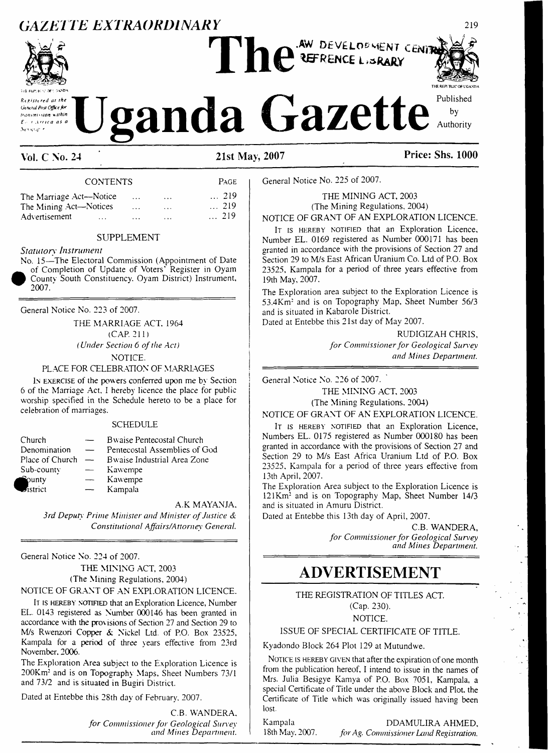# GAZETTE EXTRAORDINARY

# The Uganda Gazette

Registered at the General Post Office for transmission within East Africa as a Newspaper

Published by Authority

**Vol. C No. 24** **21st May, 2007** **Price: Shs. 1000**

| CONTENTS | PAGE |
|---|---|
| The Marriage Act—Notice ... ... | ... 219 |
| The Mining Act—Notices ... ... | ... 219 |
| Advertisement ... ... ... | ... 219 |

SUPPLEMENT

*Statutory Instrument*

No. 15—The Electoral Commission (Appointment of Date of Completion of Update of Voters' Register in Oyam County South Constituency, Oyam District) Instrument, 2007.

---

General Notice No. 223 of 2007.

THE MARRIAGE ACT, 1964
(CAP. 211)
*(Under Section 6 of the Act)*
NOTICE.

PLACE FOR CELEBRATION OF MARRIAGES

IN EXERCISE of the powers conferred upon me by Section 6 of the Marriage Act, I hereby licence the place for public worship specified in the Schedule hereto to be a place for celebration of marriages.

SCHEDULE

| | | |
|---|---|---|
| Church | — | Bwaise Pentecostal Church |
| Denomination | — | Pentecostal Assemblies of God |
| Place of Church | — | Bwaise Industrial Area Zone |
| Sub-county | — | Kawempe |
| County | — | Kawempe |
| District | — | Kampala |

A.K MAYANJA,
*3rd Deputy Prime Minister and Minister of Justice & Constitutional Affairs/Attorney General.*

---

General Notice No. 224 of 2007.

THE MINING ACT, 2003
(The Mining Regulations, 2004)

NOTICE OF GRANT OF AN EXPLORATION LICENCE.

IT IS HEREBY NOTIFIED that an Exploration Licence, Number EL. 0143 registered as Number 000146 has been granted in accordance with the provisions of Section 27 and Section 29 to M/s Rwenzori Copper & Nickel Ltd. of P.O. Box 23525, Kampala for a period of three years effective from 23rd November, 2006.

The Exploration Area subject to the Exploration Licence is 200Km$^2$ and is on Topography Maps, Sheet Numbers 73/1 and 73/2 and is situated in Bugiri District.

Dated at Entebbe this 28th day of February, 2007.

C.B. WANDERA,
*for Commissioner for Geological Survey and Mines Department.*

---

General Notice No. 225 of 2007.

THE MINING ACT, 2003
(The Mining Regulations, 2004)

NOTICE OF GRANT OF AN EXPLORATION LICENCE.

IT IS HEREBY NOTIFIED that an Exploration Licence, Number EL. 0169 registered as Number 000171 has been granted in accordance with the provisions of Section 27 and Section 29 to M/s East African Uranium Co. Ltd of P.O. Box 23525, Kampala for a period of three years effective from 19th May, 2007.

The Exploration area subject to the Exploration Licence is 53.4Km$^2$ and is on Topography Map, Sheet Number 56/3 and is situated in Kabarole District.

Dated at Entebbe this 21st day of May 2007.

RUDIGIZAH CHRIS,
*for Commissioner for Geological Survey and Mines Department.*

---

General Notice No. 226 of 2007.

THE MINING ACT, 2003
(The Mining Regulations, 2004)

NOTICE OF GRANT OF AN EXPLORATION LICENCE.

IT IS HEREBY NOTIFIED that an Exploration Licence, Numbers EL. 0175 registered as Number 000180 has been granted in accordance with the provisions of Section 27 and Section 29 to M/s East Africa Uranium Ltd of P.O. Box 23525, Kampala for a period of three years effective from 13th April, 2007.

The Exploration Area subject to the Exploration Licence is 121Km$^2$ and is on Topography Map, Sheet Number 14/3 and is situated in Amuru District.

Dated at Entebbe this 13th day of April, 2007.

C.B. WANDERA,
*for Commissioner for Geological Survey and Mines Department.*

---

# ADVERTISEMENT

THE REGISTRATION OF TITLES ACT.
(Cap. 230).
NOTICE.

ISSUE OF SPECIAL CERTIFICATE OF TITLE.

Kyadondo Block 264 Plot 129 at Mutundwe.

NOTICE IS HEREBY GIVEN that after the expiration of one month from the publication hereof, I intend to issue in the names of Mrs. Julia Besigye Kamya of P.O. Box 7051, Kampala, a special Certificate of Title under the above Block and Plot, the Certificate of Title which was originally issued having been lost.

Kampala
18th May, 2007.

DDAMULIRA AHMED,
*for Ag. Commissioner Land Registration.*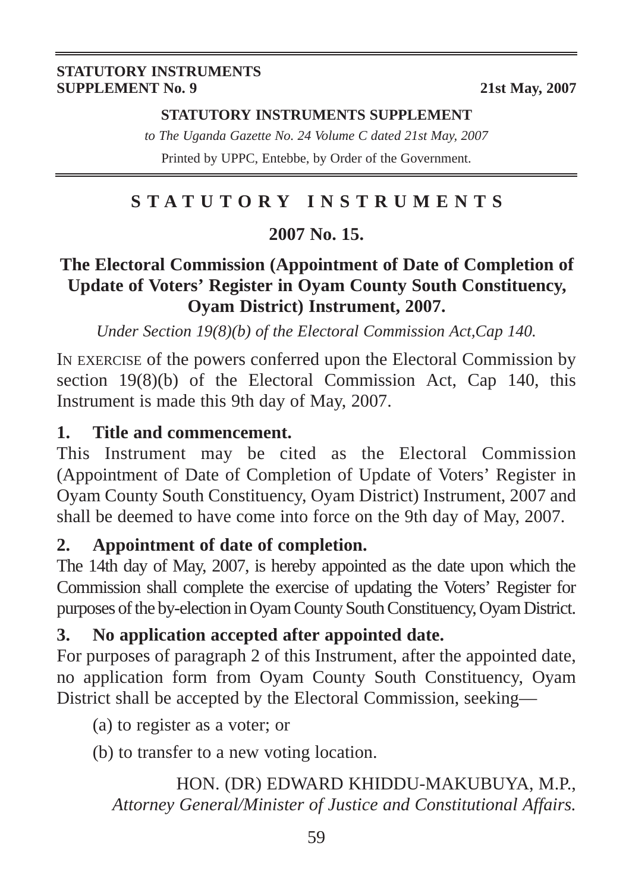STATUTORY INSTRUMENTS
SUPPLEMENT No. 9

21st May, 2007

**STATUTORY INSTRUMENTS SUPPLEMENT**

*to The Uganda Gazette No. 24 Volume C dated 21st May, 2007*

Printed by UPPC, Entebbe, by Order of the Government.

# STATUTORY INSTRUMENTS

## 2007 No. 15.

## The Electoral Commission (Appointment of Date of Completion of Update of Voters' Register in Oyam County South Constituency, Oyam District) Instrument, 2007.

*Under Section 19(8)(b) of the Electoral Commission Act,Cap 140.*

IN EXERCISE of the powers conferred upon the Electoral Commission by section 19(8)(b) of the Electoral Commission Act, Cap 140, this Instrument is made this 9th day of May, 2007.

**1. Title and commencement.**

This Instrument may be cited as the Electoral Commission (Appointment of Date of Completion of Update of Voters' Register in Oyam County South Constituency, Oyam District) Instrument, 2007 and shall be deemed to have come into force on the 9th day of May, 2007.

**2. Appointment of date of completion.**

The 14th day of May, 2007, is hereby appointed as the date upon which the Commission shall complete the exercise of updating the Voters' Register for purposes of the by-election in Oyam County South Constituency, Oyam District.

**3. No application accepted after appointed date.**

For purposes of paragraph 2 of this Instrument, after the appointed date, no application form from Oyam County South Constituency, Oyam District shall be accepted by the Electoral Commission, seeking—

(a) to register as a voter; or

(b) to transfer to a new voting location.

HON. (DR) EDWARD KHIDDU-MAKUBUYA, M.P.,
*Attorney General/Minister of Justice and Constitutional Affairs.*